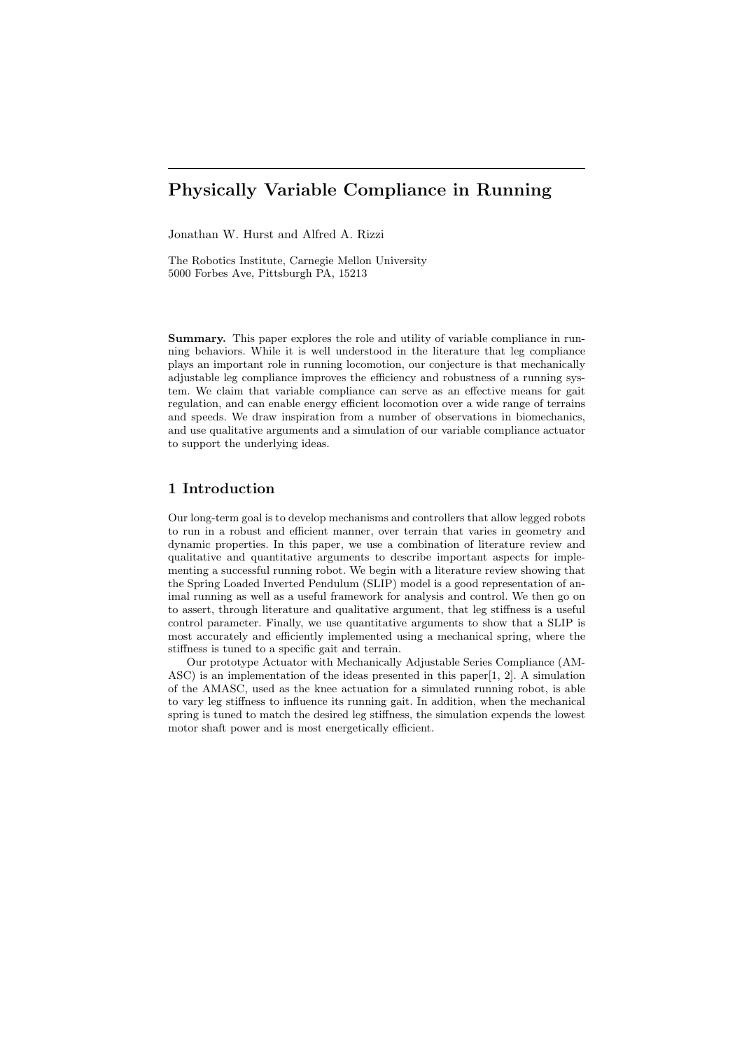# Physically Variable Compliance in Running

Jonathan W. Hurst and Alfred A. Rizzi

The Robotics Institute, Carnegie Mellon University
5000 Forbes Ave, Pittsburgh PA, 15213

**Summary.** This paper explores the role and utility of variable compliance in running behaviors. While it is well understood in the literature that leg compliance plays an important role in running locomotion, our conjecture is that mechanically adjustable leg compliance improves the efficiency and robustness of a running system. We claim that variable compliance can serve as an effective means for gait regulation, and can enable energy efficient locomotion over a wide range of terrains and speeds. We draw inspiration from a number of observations in biomechanics, and use qualitative arguments and a simulation of our variable compliance actuator to support the underlying ideas.

## 1 Introduction

Our long-term goal is to develop mechanisms and controllers that allow legged robots to run in a robust and efficient manner, over terrain that varies in geometry and dynamic properties. In this paper, we use a combination of literature review and qualitative and quantitative arguments to describe important aspects for implementing a successful running robot. We begin with a literature review showing that the Spring Loaded Inverted Pendulum (SLIP) model is a good representation of animal running as well as a useful framework for analysis and control. We then go on to assert, through literature and qualitative argument, that leg stiffness is a useful control parameter. Finally, we use quantitative arguments to show that a SLIP is most accurately and efficiently implemented using a mechanical spring, where the stiffness is tuned to a specific gait and terrain.

Our prototype Actuator with Mechanically Adjustable Series Compliance (AMASC) is an implementation of the ideas presented in this paper[1, 2]. A simulation of the AMASC, used as the knee actuation for a simulated running robot, is able to vary leg stiffness to influence its running gait. In addition, when the mechanical spring is tuned to match the desired leg stiffness, the simulation expends the lowest motor shaft power and is most energetically efficient.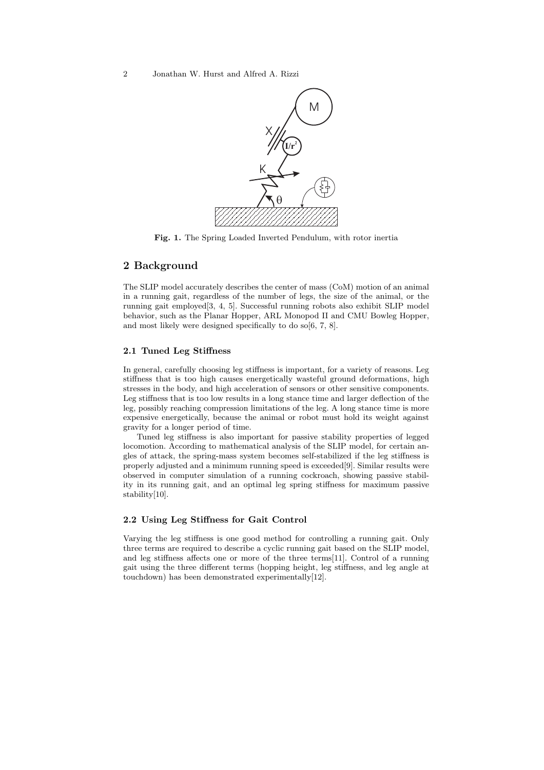Fig. 1. The Spring Loaded Inverted Pendulum, with rotor inertia

## 2 Background

The SLIP model accurately describes the center of mass (CoM) motion of an animal in a running gait, regardless of the number of legs, the size of the animal, or the running gait employed[3, 4, 5]. Successful running robots also exhibit SLIP model behavior, such as the Planar Hopper, ARL Monopod II and CMU Bowleg Hopper, and most likely were designed specifically to do so[6, 7, 8].

### 2.1 Tuned Leg Stiffness

In general, carefully choosing leg stiffness is important, for a variety of reasons. Leg stiffness that is too high causes energetically wasteful ground deformations, high stresses in the body, and high acceleration of sensors or other sensitive components. Leg stiffness that is too low results in a long stance time and larger deflection of the leg, possibly reaching compression limitations of the leg. A long stance time is more expensive energetically, because the animal or robot must hold its weight against gravity for a longer period of time.

Tuned leg stiffness is also important for passive stability properties of legged locomotion. According to mathematical analysis of the SLIP model, for certain angles of attack, the spring-mass system becomes self-stabilized if the leg stiffness is properly adjusted and a minimum running speed is exceeded[9]. Similar results were observed in computer simulation of a running cockroach, showing passive stability in its running gait, and an optimal leg spring stiffness for maximum passive stability[10].

### 2.2 Using Leg Stiffness for Gait Control

Varying the leg stiffness is one good method for controlling a running gait. Only three terms are required to describe a cyclic running gait based on the SLIP model, and leg stiffness affects one or more of the three terms[11]. Control of a running gait using the three different terms (hopping height, leg stiffness, and leg angle at touchdown) has been demonstrated experimentally[12].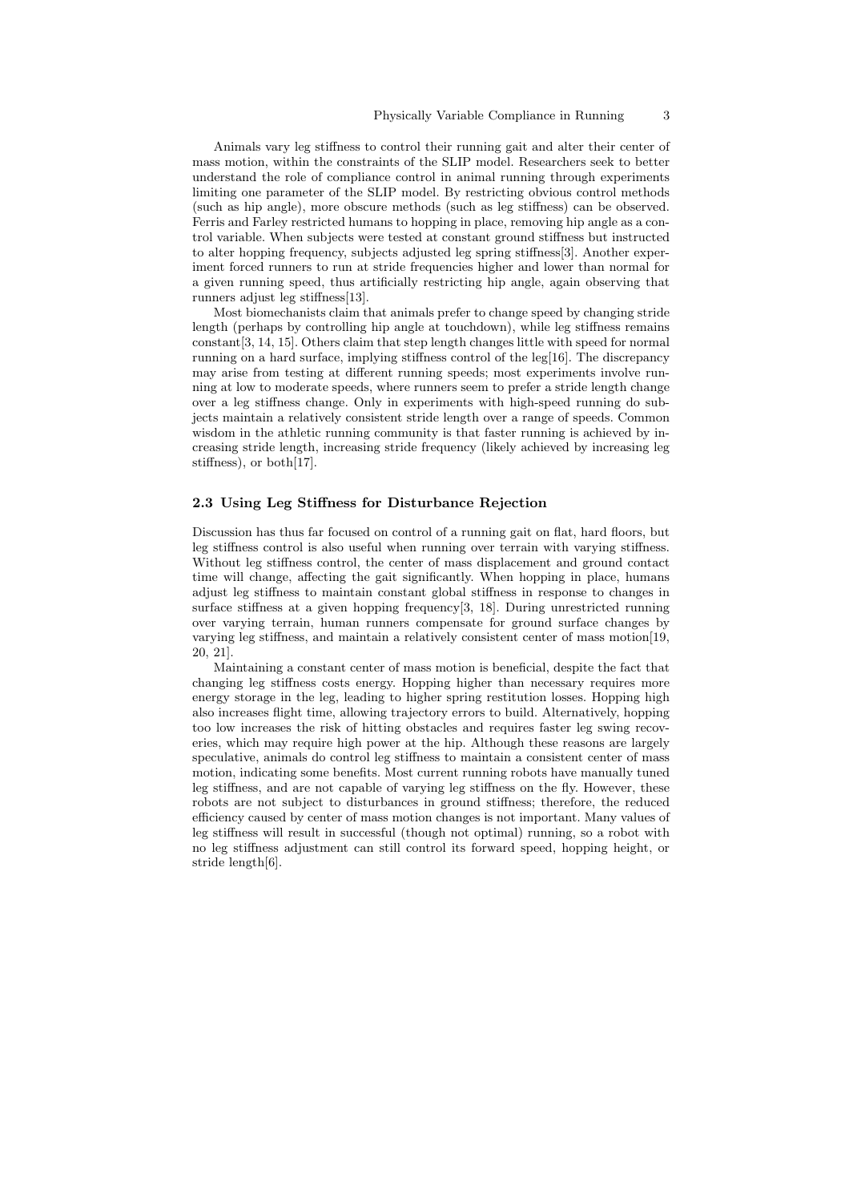Animals vary leg stiffness to control their running gait and alter their center of mass motion, within the constraints of the SLIP model. Researchers seek to better understand the role of compliance control in animal running through experiments limiting one parameter of the SLIP model. By restricting obvious control methods (such as hip angle), more obscure methods (such as leg stiffness) can be observed. Ferris and Farley restricted humans to hopping in place, removing hip angle as a control variable. When subjects were tested at constant ground stiffness but instructed to alter hopping frequency, subjects adjusted leg spring stiffness[3]. Another experiment forced runners to run at stride frequencies higher and lower than normal for a given running speed, thus artificially restricting hip angle, again observing that runners adjust leg stiffness[13].

Most biomechanists claim that animals prefer to change speed by changing stride length (perhaps by controlling hip angle at touchdown), while leg stiffness remains constant[3, 14, 15]. Others claim that step length changes little with speed for normal running on a hard surface, implying stiffness control of the leg[16]. The discrepancy may arise from testing at different running speeds; most experiments involve running at low to moderate speeds, where runners seem to prefer a stride length change over a leg stiffness change. Only in experiments with high-speed running do subjects maintain a relatively consistent stride length over a range of speeds. Common wisdom in the athletic running community is that faster running is achieved by increasing stride length, increasing stride frequency (likely achieved by increasing leg stiffness), or both[17].

### 2.3 Using Leg Stiffness for Disturbance Rejection

Discussion has thus far focused on control of a running gait on flat, hard floors, but leg stiffness control is also useful when running over terrain with varying stiffness. Without leg stiffness control, the center of mass displacement and ground contact time will change, affecting the gait significantly. When hopping in place, humans adjust leg stiffness to maintain constant global stiffness in response to changes in surface stiffness at a given hopping frequency[3, 18]. During unrestricted running over varying terrain, human runners compensate for ground surface changes by varying leg stiffness, and maintain a relatively consistent center of mass motion[19, 20, 21].

Maintaining a constant center of mass motion is beneficial, despite the fact that changing leg stiffness costs energy. Hopping higher than necessary requires more energy storage in the leg, leading to higher spring restitution losses. Hopping high also increases flight time, allowing trajectory errors to build. Alternatively, hopping too low increases the risk of hitting obstacles and requires faster leg swing recoveries, which may require high power at the hip. Although these reasons are largely speculative, animals do control leg stiffness to maintain a consistent center of mass motion, indicating some benefits. Most current running robots have manually tuned leg stiffness, and are not capable of varying leg stiffness on the fly. However, these robots are not subject to disturbances in ground stiffness; therefore, the reduced efficiency caused by center of mass motion changes is not important. Many values of leg stiffness will result in successful (though not optimal) running, so a robot with no leg stiffness adjustment can still control its forward speed, hopping height, or stride length[6].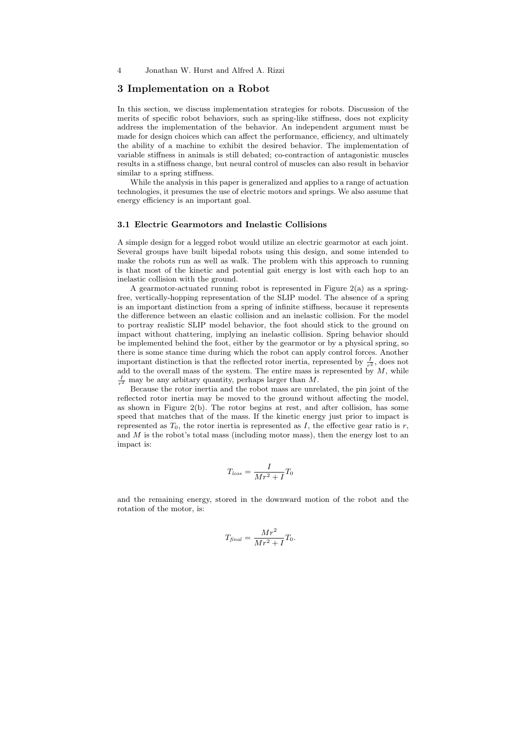## 3 Implementation on a Robot

In this section, we discuss implementation strategies for robots. Discussion of the merits of specific robot behaviors, such as spring-like stiffness, does not explicity address the implementation of the behavior. An independent argument must be made for design choices which can affect the performance, efficiency, and ultimately the ability of a machine to exhibit the desired behavior. The implementation of variable stiffness in animals is still debated; co-contraction of antagonistic muscles results in a stiffness change, but neural control of muscles can also result in behavior similar to a spring stiffness.

While the analysis in this paper is generalized and applies to a range of actuation technologies, it presumes the use of electric motors and springs. We also assume that energy efficiency is an important goal.

### 3.1 Electric Gearmotors and Inelastic Collisions

A simple design for a legged robot would utilize an electric gearmotor at each joint. Several groups have built bipedal robots using this design, and some intended to make the robots run as well as walk. The problem with this approach to running is that most of the kinetic and potential gait energy is lost with each hop to an inelastic collision with the ground.

A gearmotor-actuated running robot is represented in Figure 2(a) as a spring-free, vertically-hopping representation of the SLIP model. The absence of a spring is an important distinction from a spring of infinite stiffness, because it represents the difference between an elastic collision and an inelastic collision. For the model to portray realistic SLIP model behavior, the foot should stick to the ground on impact without chattering, implying an inelastic collision. Spring behavior should be implemented behind the foot, either by the gearmotor or by a physical spring, so there is some stance time during which the robot can apply control forces. Another important distinction is that the reflected rotor inertia, represented by $\frac{I}{r^2}$, does not add to the overall mass of the system. The entire mass is represented by $M$, while $\frac{I}{r^2}$ may be any arbitary quantity, perhaps larger than $M$.

Because the rotor inertia and the robot mass are unrelated, the pin joint of the reflected rotor inertia may be moved to the ground without affecting the model, as shown in Figure 2(b). The rotor begins at rest, and after collision, has some speed that matches that of the mass. If the kinetic energy just prior to impact is represented as $T_0$, the rotor inertia is represented as $I$, the effective gear ratio is $r$, and $M$ is the robot's total mass (including motor mass), then the energy lost to an impact is:

$$T_{loss} = \frac{I}{Mr^2 + I} T_0$$

and the remaining energy, stored in the downward motion of the robot and the rotation of the motor, is:

$$T_{final} = \frac{Mr^2}{Mr^2 + I} T_0.$$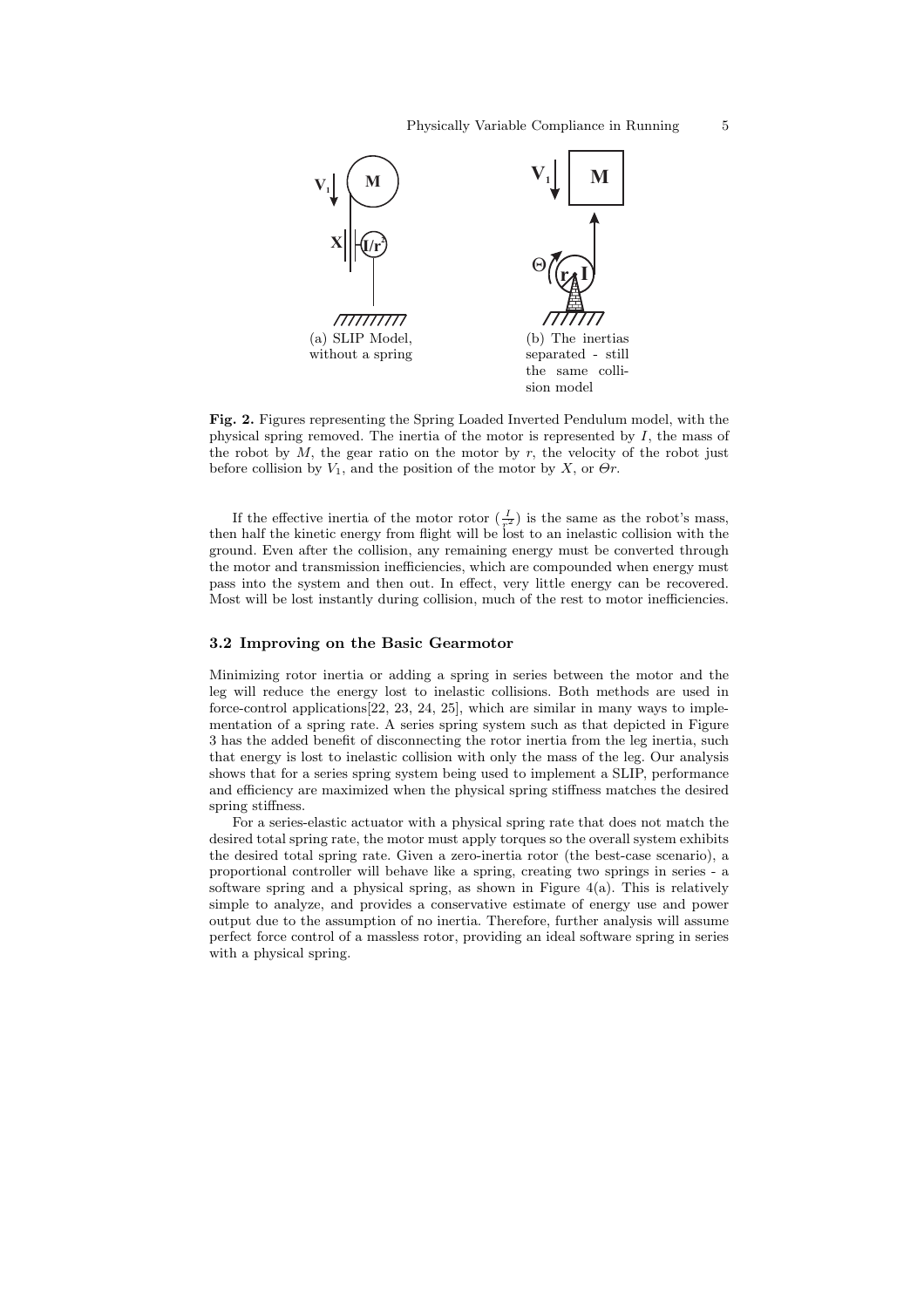V1 M X I/r² (a) SLIP Model, without a spring

V1 M Θ r I (b) The inertias separated - still the same collision model

**Fig. 2.** Figures representing the Spring Loaded Inverted Pendulum model, with the physical spring removed. The inertia of the motor is represented by $I$, the mass of the robot by $M$, the gear ratio on the motor by $r$, the velocity of the robot just before collision by $V_1$, and the position of the motor by $X$, or $\Theta r$.

If the effective inertia of the motor rotor ($\frac{I}{r^2}$) is the same as the robot's mass, then half the kinetic energy from flight will be lost to an inelastic collision with the ground. Even after the collision, any remaining energy must be converted through the motor and transmission inefficiencies, which are compounded when energy must pass into the system and then out. In effect, very little energy can be recovered. Most will be lost instantly during collision, much of the rest to motor inefficiencies.

### 3.2 Improving on the Basic Gearmotor

Minimizing rotor inertia or adding a spring in series between the motor and the leg will reduce the energy lost to inelastic collisions. Both methods are used in force-control applications[22, 23, 24, 25], which are similar in many ways to implementation of a spring rate. A series spring system such as that depicted in Figure 3 has the added benefit of disconnecting the rotor inertia from the leg inertia, such that energy is lost to inelastic collision with only the mass of the leg. Our analysis shows that for a series spring system being used to implement a SLIP, performance and efficiency are maximized when the physical spring stiffness matches the desired spring stiffness.

For a series-elastic actuator with a physical spring rate that does not match the desired total spring rate, the motor must apply torques so the overall system exhibits the desired total spring rate. Given a zero-inertia rotor (the best-case scenario), a proportional controller will behave like a spring, creating two springs in series - a software spring and a physical spring, as shown in Figure 4(a). This is relatively simple to analyze, and provides a conservative estimate of energy use and power output due to the assumption of no inertia. Therefore, further analysis will assume perfect force control of a massless rotor, providing an ideal software spring in series with a physical spring.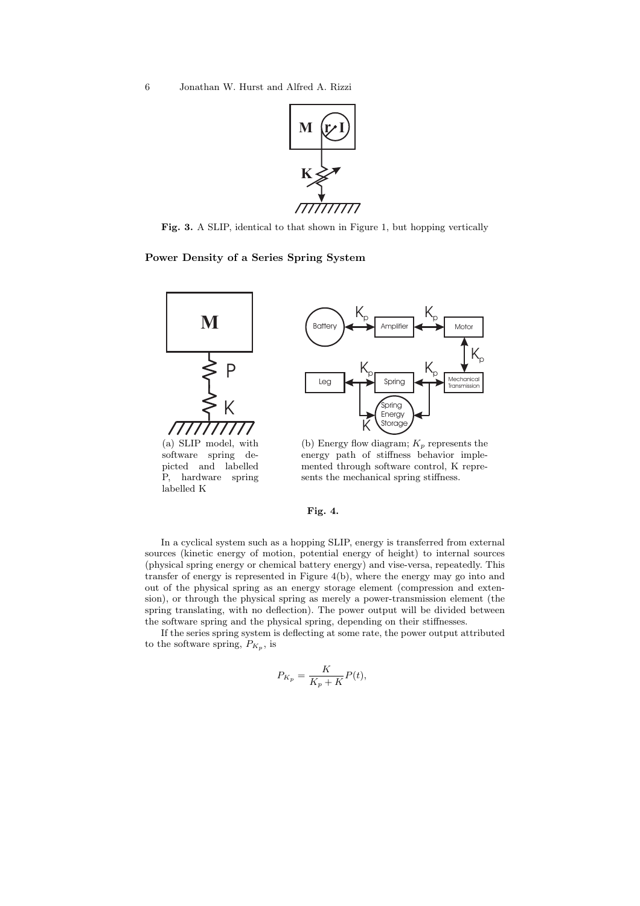Fig. 3. A SLIP, identical to that shown in Figure 1, but hopping vertically

### Power Density of a Series Spring System

(a) SLIP model, with software spring depicted and labelled P, hardware spring labelled K

(b) Energy flow diagram; $K_p$ represents the energy path of stiffness behavior implemented through software control, K represents the mechanical spring stiffness.

**Fig. 4.**

In a cyclical system such as a hopping SLIP, energy is transferred from external sources (kinetic energy of motion, potential energy of height) to internal sources (physical spring energy or chemical battery energy) and vise-versa, repeatedly. This transfer of energy is represented in Figure 4(b), where the energy may go into and out of the physical spring as an energy storage element (compression and extension), or through the physical spring as merely a power-transmission element (the spring translating, with no deflection). The power output will be divided between the software spring and the physical spring, depending on their stiffnesses.

If the series spring system is deflecting at some rate, the power output attributed to the software spring, $P_{K_p}$, is

$$P_{K_p} = \frac{K}{K_p + K} P(t),$$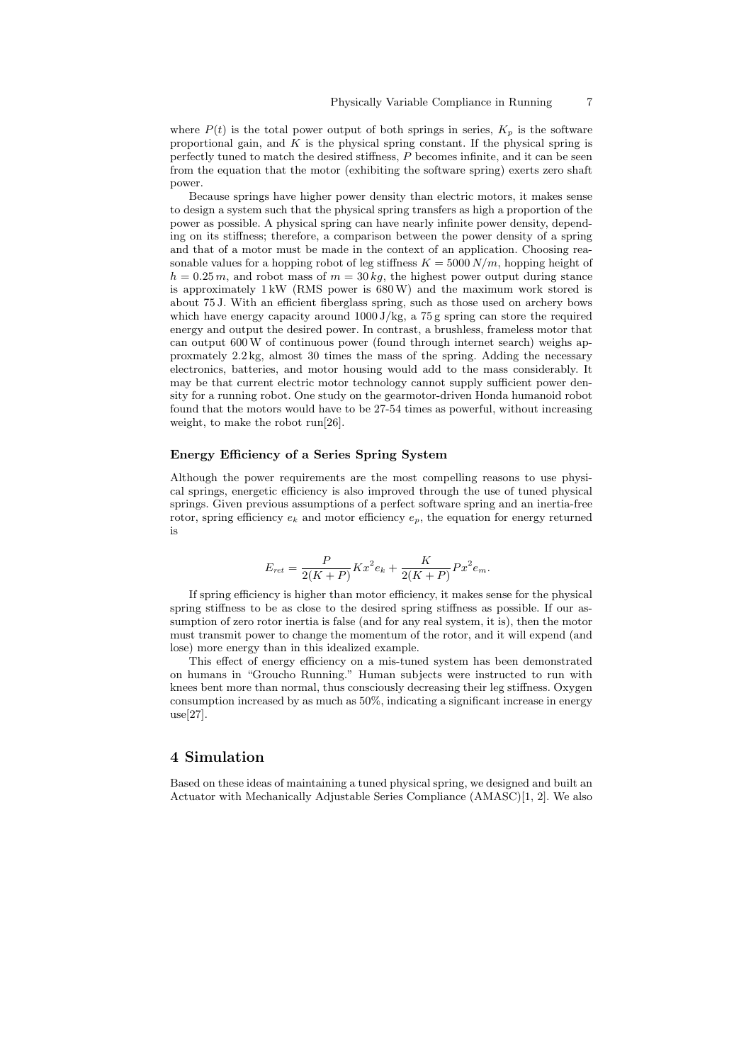where $P(t)$ is the total power output of both springs in series, $K_p$ is the software proportional gain, and $K$ is the physical spring constant. If the physical spring is perfectly tuned to match the desired stiffness, $P$ becomes infinite, and it can be seen from the equation that the motor (exhibiting the software spring) exerts zero shaft power.

Because springs have higher power density than electric motors, it makes sense to design a system such that the physical spring transfers as high a proportion of the power as possible. A physical spring can have nearly infinite power density, depending on its stiffness; therefore, a comparison between the power density of a spring and that of a motor must be made in the context of an application. Choosing reasonable values for a hopping robot of leg stiffness $K = 5000\,N/m$, hopping height of $h = 0.25\,m$, and robot mass of $m = 30\,kg$, the highest power output during stance is approximately 1 kW (RMS power is 680 W) and the maximum work stored is about 75 J. With an efficient fiberglass spring, such as those used on archery bows which have energy capacity around 1000 J/kg, a 75 g spring can store the required energy and output the desired power. In contrast, a brushless, frameless motor that can output 600 W of continuous power (found through internet search) weighs approxmately 2.2 kg, almost 30 times the mass of the spring. Adding the necessary electronics, batteries, and motor housing would add to the mass considerably. It may be that current electric motor technology cannot supply sufficient power density for a running robot. One study on the gearmotor-driven Honda humanoid robot found that the motors would have to be 27-54 times as powerful, without increasing weight, to make the robot run[26].

### Energy Efficiency of a Series Spring System

Although the power requirements are the most compelling reasons to use physical springs, energetic efficiency is also improved through the use of tuned physical springs. Given previous assumptions of a perfect software spring and an inertia-free rotor, spring efficiency $e_k$ and motor efficiency $e_p$, the equation for energy returned is

$$E_{ret} = \frac{P}{2(K+P)} K x^2 e_k + \frac{K}{2(K+P)} P x^2 e_m.$$

If spring efficiency is higher than motor efficiency, it makes sense for the physical spring stiffness to be as close to the desired spring stiffness as possible. If our assumption of zero rotor inertia is false (and for any real system, it is), then the motor must transmit power to change the momentum of the rotor, and it will expend (and lose) more energy than in this idealized example.

This effect of energy efficiency on a mis-tuned system has been demonstrated on humans in "Groucho Running." Human subjects were instructed to run with knees bent more than normal, thus consciously decreasing their leg stiffness. Oxygen consumption increased by as much as 50%, indicating a significant increase in energy use[27].

## 4 Simulation

Based on these ideas of maintaining a tuned physical spring, we designed and built an Actuator with Mechanically Adjustable Series Compliance (AMASC)[1, 2]. We also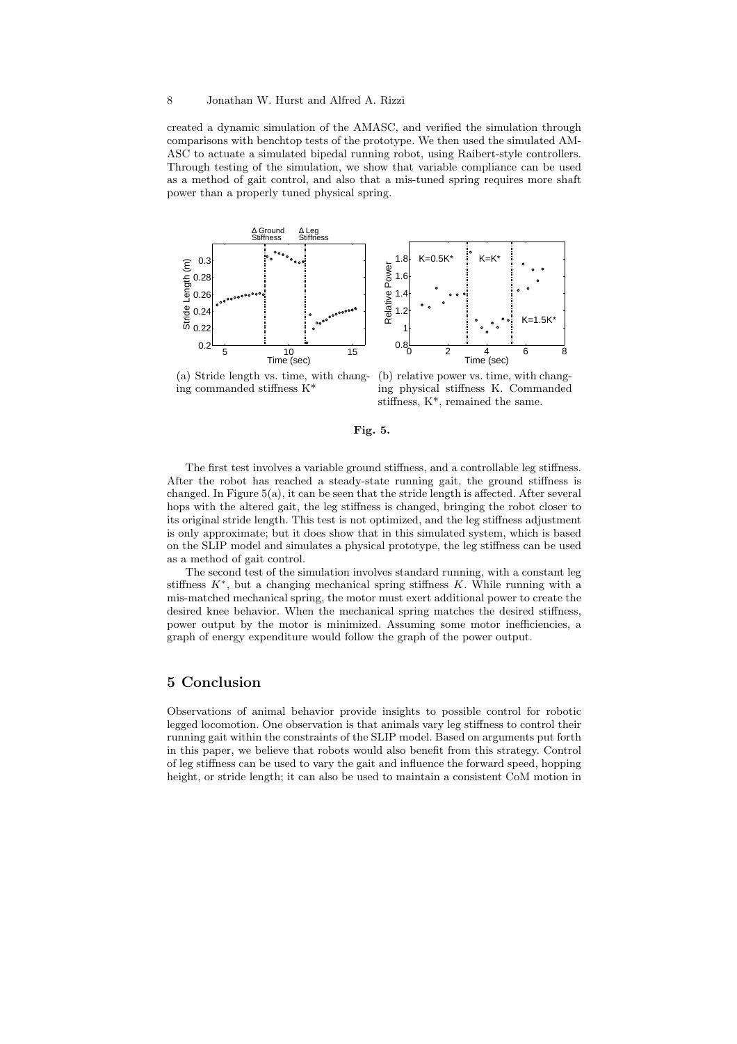created a dynamic simulation of the AMASC, and verified the simulation through comparisons with benchtop tests of the prototype. We then used the simulated AM-ASC to actuate a simulated bipedal running robot, using Raibert-style controllers. Through testing of the simulation, we show that variable compliance can be used as a method of gait control, and also that a mis-tuned spring requires more shaft power than a properly tuned physical spring.

(a) Stride length vs. time, with changing commanded stiffness K*

(b) relative power vs. time, with changing physical stiffness K. Commanded stiffness, K*, remained the same.

**Fig. 5.**

The first test involves a variable ground stiffness, and a controllable leg stiffness. After the robot has reached a steady-state running gait, the ground stiffness is changed. In Figure 5(a), it can be seen that the stride length is affected. After several hops with the altered gait, the leg stiffness is changed, bringing the robot closer to its original stride length. This test is not optimized, and the leg stiffness adjustment is only approximate; but it does show that in this simulated system, which is based on the SLIP model and simulates a physical prototype, the leg stiffness can be used as a method of gait control.

The second test of the simulation involves standard running, with a constant leg stiffness $K^*$, but a changing mechanical spring stiffness $K$. While running with a mis-matched mechanical spring, the motor must exert additional power to create the desired knee behavior. When the mechanical spring matches the desired stiffness, power output by the motor is minimized. Assuming some motor inefficiencies, a graph of energy expenditure would follow the graph of the power output.

## 5 Conclusion

Observations of animal behavior provide insights to possible control for robotic legged locomotion. One observation is that animals vary leg stiffness to control their running gait within the constraints of the SLIP model. Based on arguments put forth in this paper, we believe that robots would also benefit from this strategy. Control of leg stiffness can be used to vary the gait and influence the forward speed, hopping height, or stride length; it can also be used to maintain a consistent CoM motion in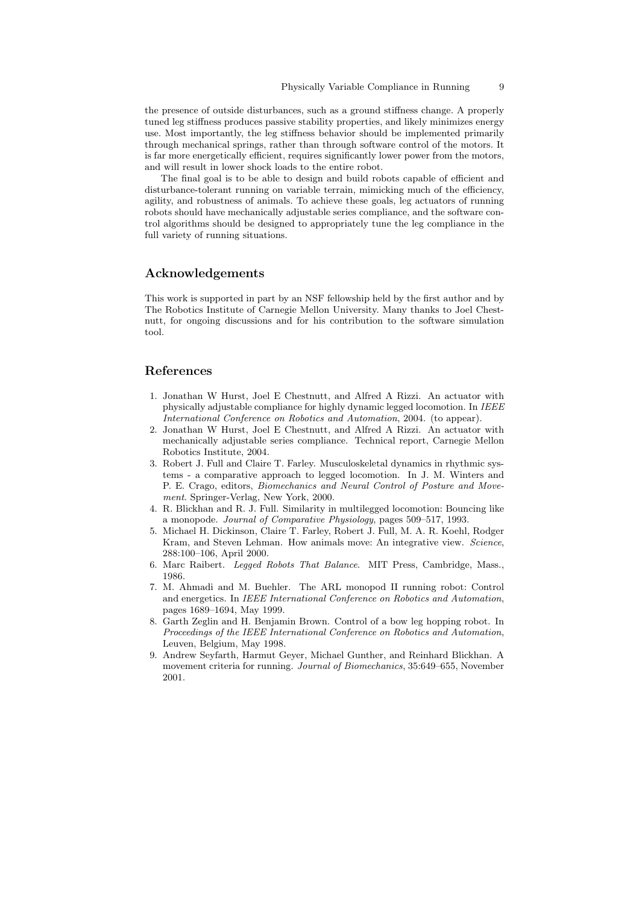the presence of outside disturbances, such as a ground stiffness change. A properly tuned leg stiffness produces passive stability properties, and likely minimizes energy use. Most importantly, the leg stiffness behavior should be implemented primarily through mechanical springs, rather than through software control of the motors. It is far more energetically efficient, requires significantly lower power from the motors, and will result in lower shock loads to the entire robot.

The final goal is to be able to design and build robots capable of efficient and disturbance-tolerant running on variable terrain, mimicking much of the efficiency, agility, and robustness of animals. To achieve these goals, leg actuators of running robots should have mechanically adjustable series compliance, and the software control algorithms should be designed to appropriately tune the leg compliance in the full variety of running situations.

## Acknowledgements

This work is supported in part by an NSF fellowship held by the first author and by The Robotics Institute of Carnegie Mellon University. Many thanks to Joel Chestnutt, for ongoing discussions and for his contribution to the software simulation tool.

## References

1. Jonathan W Hurst, Joel E Chestnutt, and Alfred A Rizzi. An actuator with physically adjustable compliance for highly dynamic legged locomotion. In *IEEE International Conference on Robotics and Automation*, 2004. (to appear).
2. Jonathan W Hurst, Joel E Chestnutt, and Alfred A Rizzi. An actuator with mechanically adjustable series compliance. Technical report, Carnegie Mellon Robotics Institute, 2004.
3. Robert J. Full and Claire T. Farley. Musculoskeletal dynamics in rhythmic systems - a comparative approach to legged locomotion. In J. M. Winters and P. E. Crago, editors, *Biomechanics and Neural Control of Posture and Movement*. Springer-Verlag, New York, 2000.
4. R. Blickhan and R. J. Full. Similarity in multilegged locomotion: Bouncing like a monopode. *Journal of Comparative Physiology*, pages 509–517, 1993.
5. Michael H. Dickinson, Claire T. Farley, Robert J. Full, M. A. R. Koehl, Rodger Kram, and Steven Lehman. How animals move: An integrative view. *Science*, 288:100–106, April 2000.
6. Marc Raibert. *Legged Robots That Balance*. MIT Press, Cambridge, Mass., 1986.
7. M. Ahmadi and M. Buehler. The ARL monopod II running robot: Control and energetics. In *IEEE International Conference on Robotics and Automation*, pages 1689–1694, May 1999.
8. Garth Zeglin and H. Benjamin Brown. Control of a bow leg hopping robot. In *Proceedings of the IEEE International Conference on Robotics and Automation*, Leuven, Belgium, May 1998.
9. Andrew Seyfarth, Harmut Geyer, Michael Gunther, and Reinhard Blickhan. A movement criteria for running. *Journal of Biomechanics*, 35:649–655, November 2001.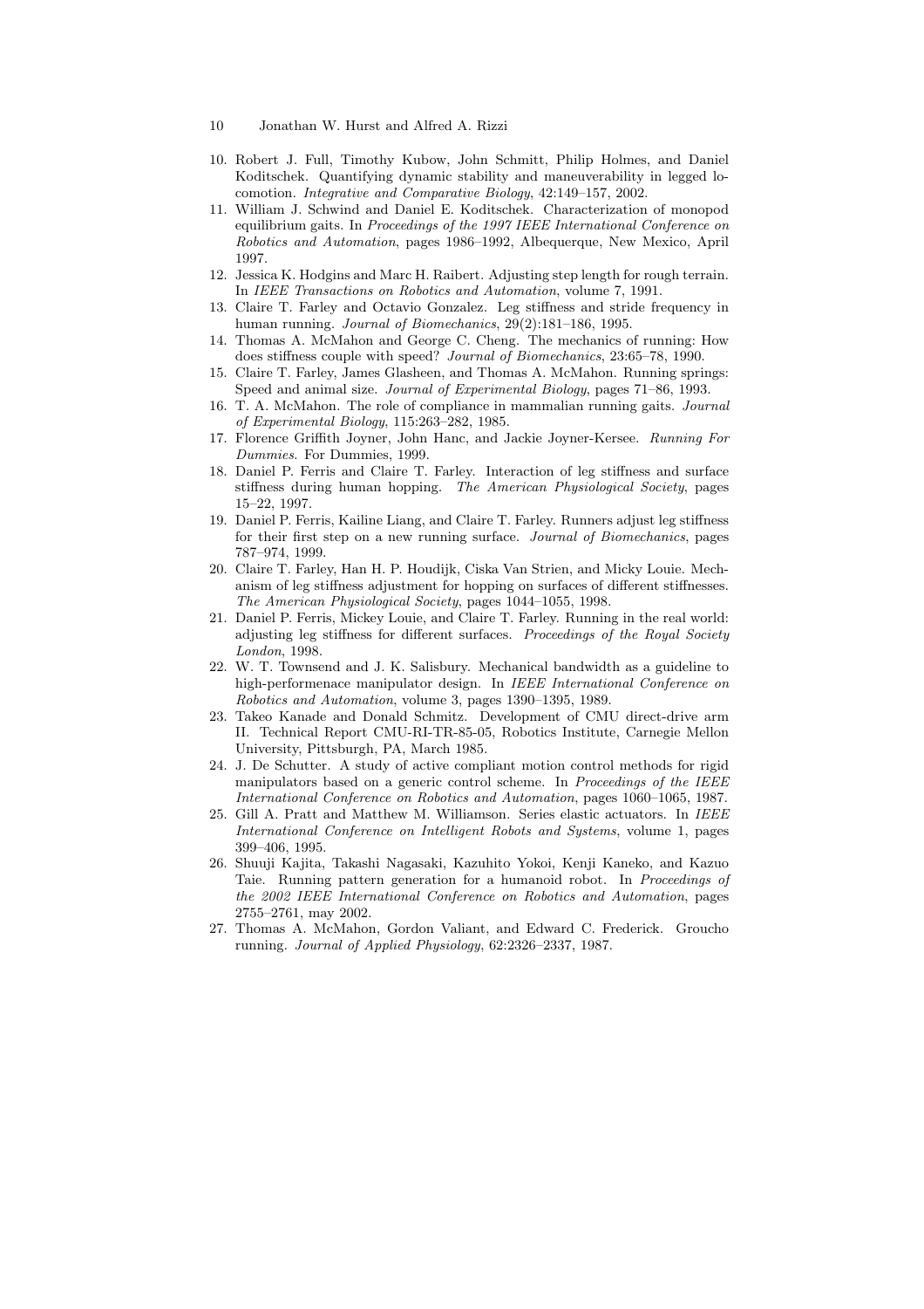10. Robert J. Full, Timothy Kubow, John Schmitt, Philip Holmes, and Daniel Koditschek. Quantifying dynamic stability and maneuverability in legged locomotion. *Integrative and Comparative Biology*, 42:149–157, 2002.
11. William J. Schwind and Daniel E. Koditschek. Characterization of monopod equilibrium gaits. In *Proceedings of the 1997 IEEE International Conference on Robotics and Automation*, pages 1986–1992, Albequerque, New Mexico, April 1997.
12. Jessica K. Hodgins and Marc H. Raibert. Adjusting step length for rough terrain. In *IEEE Transactions on Robotics and Automation*, volume 7, 1991.
13. Claire T. Farley and Octavio Gonzalez. Leg stiffness and stride frequency in human running. *Journal of Biomechanics*, 29(2):181–186, 1995.
14. Thomas A. McMahon and George C. Cheng. The mechanics of running: How does stiffness couple with speed? *Journal of Biomechanics*, 23:65–78, 1990.
15. Claire T. Farley, James Glasheen, and Thomas A. McMahon. Running springs: Speed and animal size. *Journal of Experimental Biology*, pages 71–86, 1993.
16. T. A. McMahon. The role of compliance in mammalian running gaits. *Journal of Experimental Biology*, 115:263–282, 1985.
17. Florence Griffith Joyner, John Hanc, and Jackie Joyner-Kersee. *Running For Dummies*. For Dummies, 1999.
18. Daniel P. Ferris and Claire T. Farley. Interaction of leg stiffness and surface stiffness during human hopping. *The American Physiological Society*, pages 15–22, 1997.
19. Daniel P. Ferris, Kailine Liang, and Claire T. Farley. Runners adjust leg stiffness for their first step on a new running surface. *Journal of Biomechanics*, pages 787–974, 1999.
20. Claire T. Farley, Han H. P. Houdijk, Ciska Van Strien, and Micky Louie. Mechanism of leg stiffness adjustment for hopping on surfaces of different stiffnesses. *The American Physiological Society*, pages 1044–1055, 1998.
21. Daniel P. Ferris, Mickey Louie, and Claire T. Farley. Running in the real world: adjusting leg stiffness for different surfaces. *Proceedings of the Royal Society London*, 1998.
22. W. T. Townsend and J. K. Salisbury. Mechanical bandwidth as a guideline to high-performenace manipulator design. In *IEEE International Conference on Robotics and Automation*, volume 3, pages 1390–1395, 1989.
23. Takeo Kanade and Donald Schmitz. Development of CMU direct-drive arm II. Technical Report CMU-RI-TR-85-05, Robotics Institute, Carnegie Mellon University, Pittsburgh, PA, March 1985.
24. J. De Schutter. A study of active compliant motion control methods for rigid manipulators based on a generic control scheme. In *Proceedings of the IEEE International Conference on Robotics and Automation*, pages 1060–1065, 1987.
25. Gill A. Pratt and Matthew M. Williamson. Series elastic actuators. In *IEEE International Conference on Intelligent Robots and Systems*, volume 1, pages 399–406, 1995.
26. Shuuji Kajita, Takashi Nagasaki, Kazuhito Yokoi, Kenji Kaneko, and Kazuo Taie. Running pattern generation for a humanoid robot. In *Proceedings of the 2002 IEEE International Conference on Robotics and Automation*, pages 2755–2761, may 2002.
27. Thomas A. McMahon, Gordon Valiant, and Edward C. Frederick. Groucho running. *Journal of Applied Physiology*, 62:2326–2337, 1987.